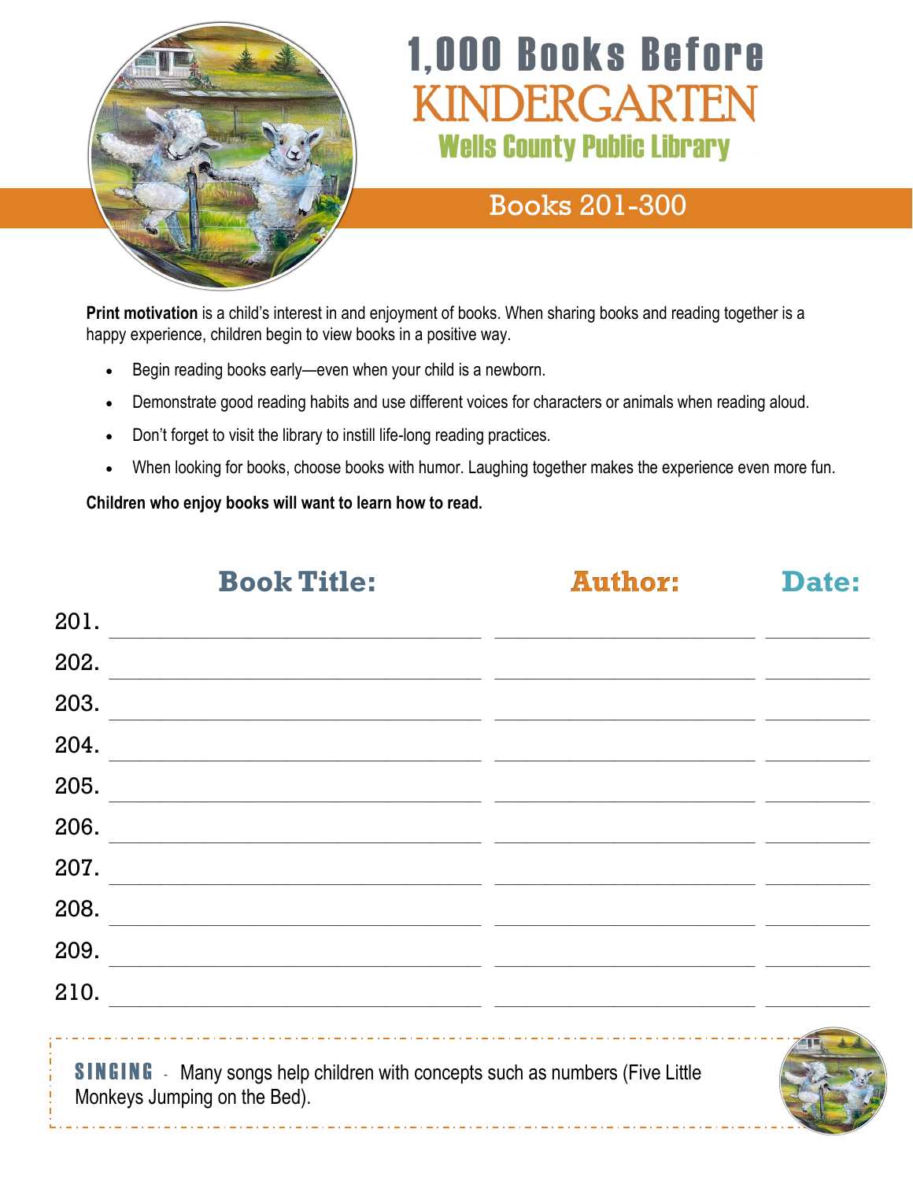# 1,000 Books Before KINDERGARTEN

## Wells County Public Library

## Books 201-300

**Print motivation** is a child's interest in and enjoyment of books. When sharing books and reading together is a happy experience, children begin to view books in a positive way.

- Begin reading books early—even when your child is a newborn.
- Demonstrate good reading habits and use different voices for characters or animals when reading aloud.
- Don't forget to visit the library to instill life-long reading practices.
- When looking for books, choose books with humor. Laughing together makes the experience even more fun.

**Children who enjoy books will want to learn how to read.**

| | Book Title: | Author: | Date: |
|---|---|---|---|
| 201. | | | |
| 202. | | | |
| 203. | | | |
| 204. | | | |
| 205. | | | |
| 206. | | | |
| 207. | | | |
| 208. | | | |
| 209. | | | |
| 210. | | | |

**SINGING** - Many songs help children with concepts such as numbers (Five Little Monkeys Jumping on the Bed).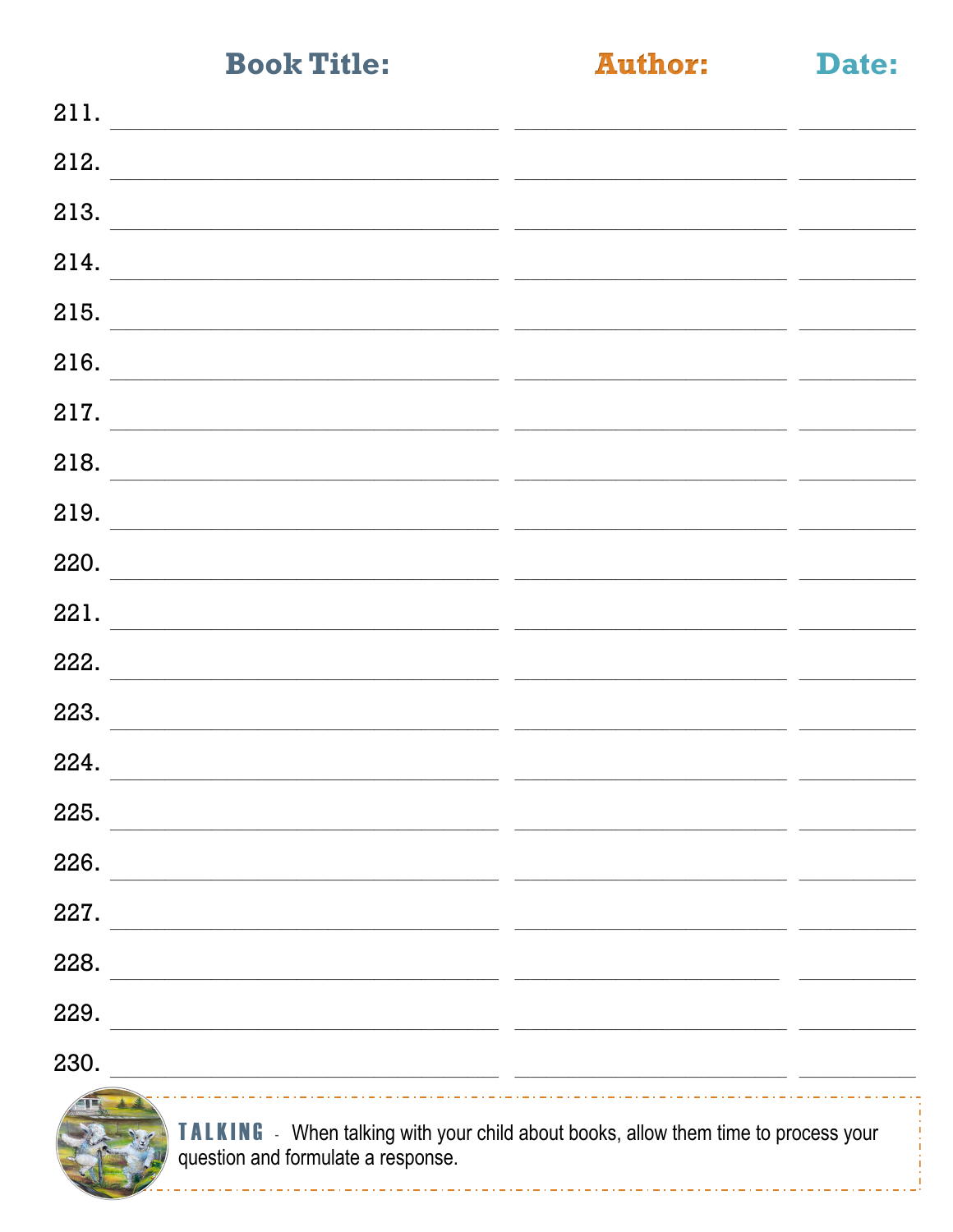| | Book Title: | Author: | Date: |
|---|---|---|---|
| 211. | | | |
| 212. | | | |
| 213. | | | |
| 214. | | | |
| 215. | | | |
| 216. | | | |
| 217. | | | |
| 218. | | | |
| 219. | | | |
| 220. | | | |
| 221. | | | |
| 222. | | | |
| 223. | | | |
| 224. | | | |
| 225. | | | |
| 226. | | | |
| 227. | | | |
| 228. | | | |
| 229. | | | |
| 230. | | | |

**TALKING** - When talking with your child about books, allow them time to process your question and formulate a response.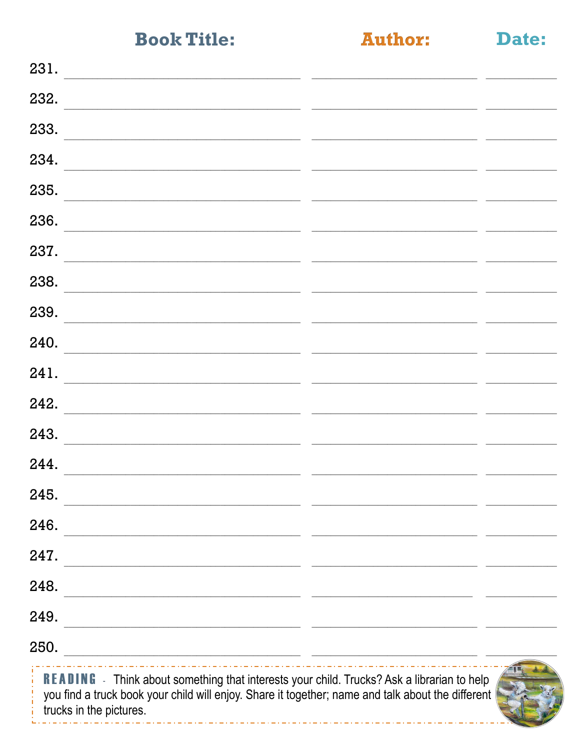| | Book Title: | Author: | Date: |
| --- | --- | --- | --- |
| 231. | | | |
| 232. | | | |
| 233. | | | |
| 234. | | | |
| 235. | | | |
| 236. | | | |
| 237. | | | |
| 238. | | | |
| 239. | | | |
| 240. | | | |
| 241. | | | |
| 242. | | | |
| 243. | | | |
| 244. | | | |
| 245. | | | |
| 246. | | | |
| 247. | | | |
| 248. | | | |
| 249. | | | |
| 250. | | | |

**READING** - Think about something that interests your child. Trucks? Ask a librarian to help you find a truck book your child will enjoy. Share it together; name and talk about the different trucks in the pictures.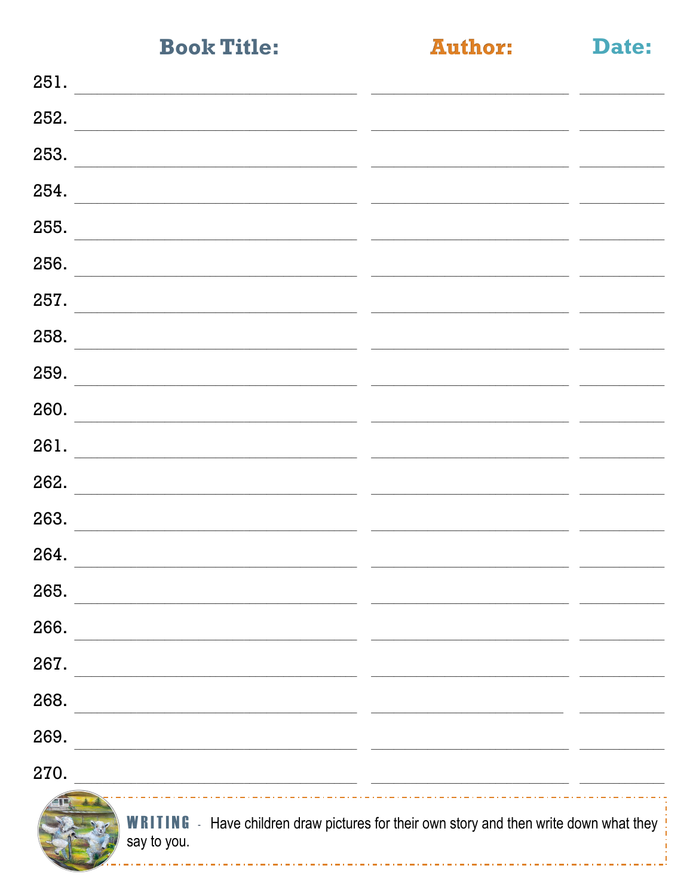| | Book Title: | Author: | Date: |
|---|---|---|---|
| 251. | | | |
| 252. | | | |
| 253. | | | |
| 254. | | | |
| 255. | | | |
| 256. | | | |
| 257. | | | |
| 258. | | | |
| 259. | | | |
| 260. | | | |
| 261. | | | |
| 262. | | | |
| 263. | | | |
| 264. | | | |
| 265. | | | |
| 266. | | | |
| 267. | | | |
| 268. | | | |
| 269. | | | |
| 270. | | | |

**WRITING** - Have children draw pictures for their own story and then write down what they say to you.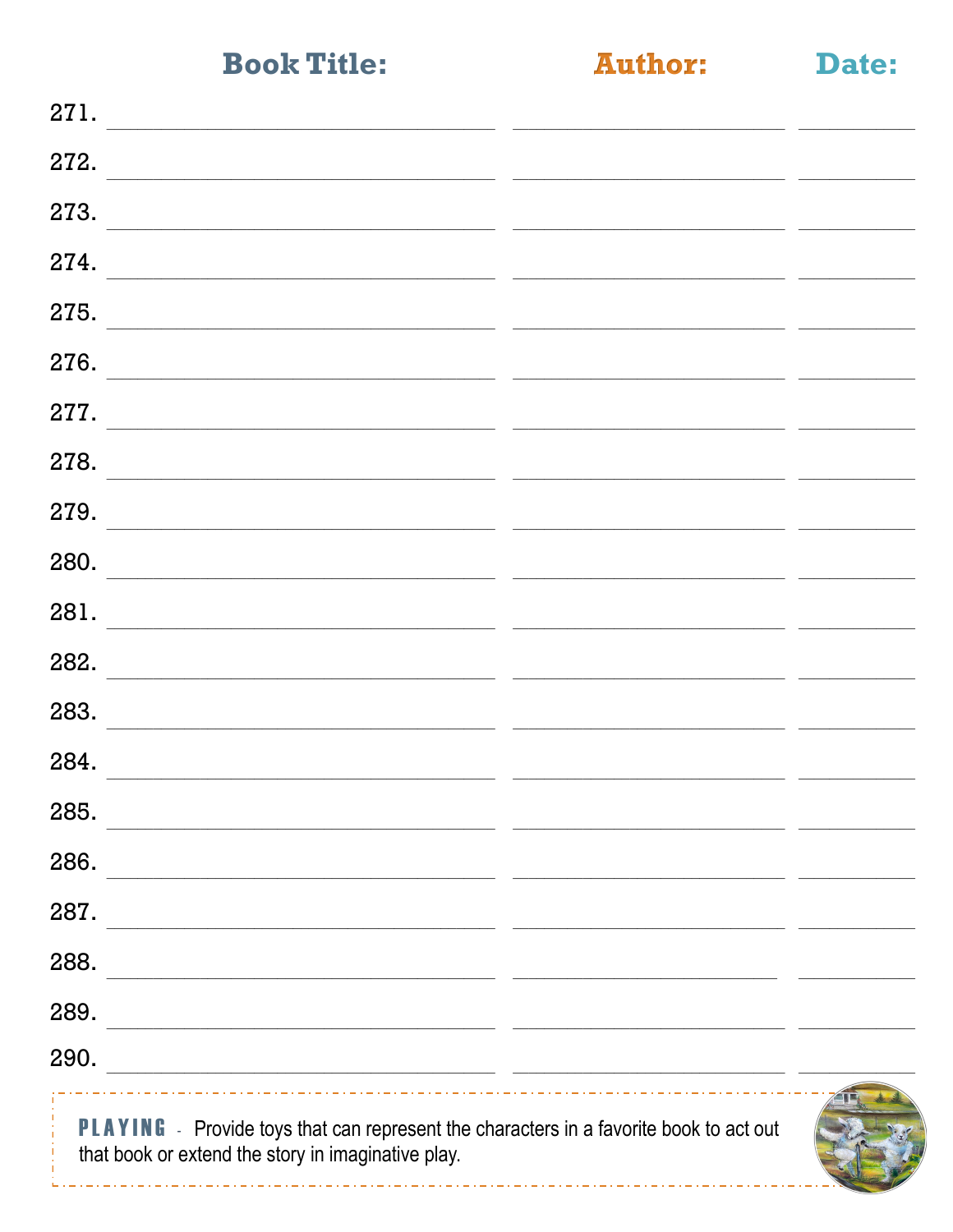| | Book Title: | Author: | Date: |
|---|---|---|---|
| 271. | | | |
| 272. | | | |
| 273. | | | |
| 274. | | | |
| 275. | | | |
| 276. | | | |
| 277. | | | |
| 278. | | | |
| 279. | | | |
| 280. | | | |
| 281. | | | |
| 282. | | | |
| 283. | | | |
| 284. | | | |
| 285. | | | |
| 286. | | | |
| 287. | | | |
| 288. | | | |
| 289. | | | |
| 290. | | | |

**PLAYING** - Provide toys that can represent the characters in a favorite book to act out that book or extend the story in imaginative play.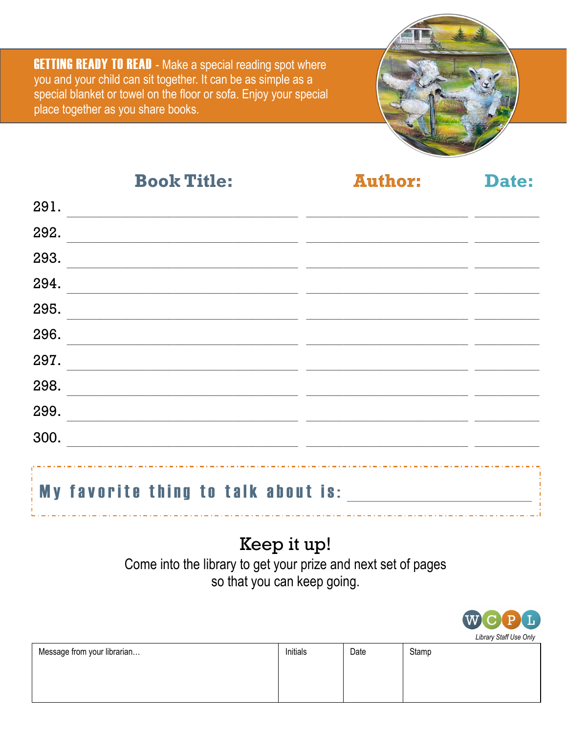**GETTING READY TO READ** - Make a special reading spot where you and your child can sit together. It can be as simple as a special blanket or towel on the floor or sofa. Enjoy your special place together as you share books.

| | Book Title: | Author: | Date: |
|---|---|---|---|
| 291. | | | |
| 292. | | | |
| 293. | | | |
| 294. | | | |
| 295. | | | |
| 296. | | | |
| 297. | | | |
| 298. | | | |
| 299. | | | |
| 300. | | | |

**My favorite thing to talk about is:** \_\_\_\_\_\_\_\_\_\_\_\_\_\_\_\_\_\_\_\_

## Keep it up!

Come into the library to get your prize and next set of pages so that you can keep going.

WCPL

*Library Staff Use Only*

| Message from your librarian... | Initials | Date | Stamp |
|---|---|---|---|
| | | | |